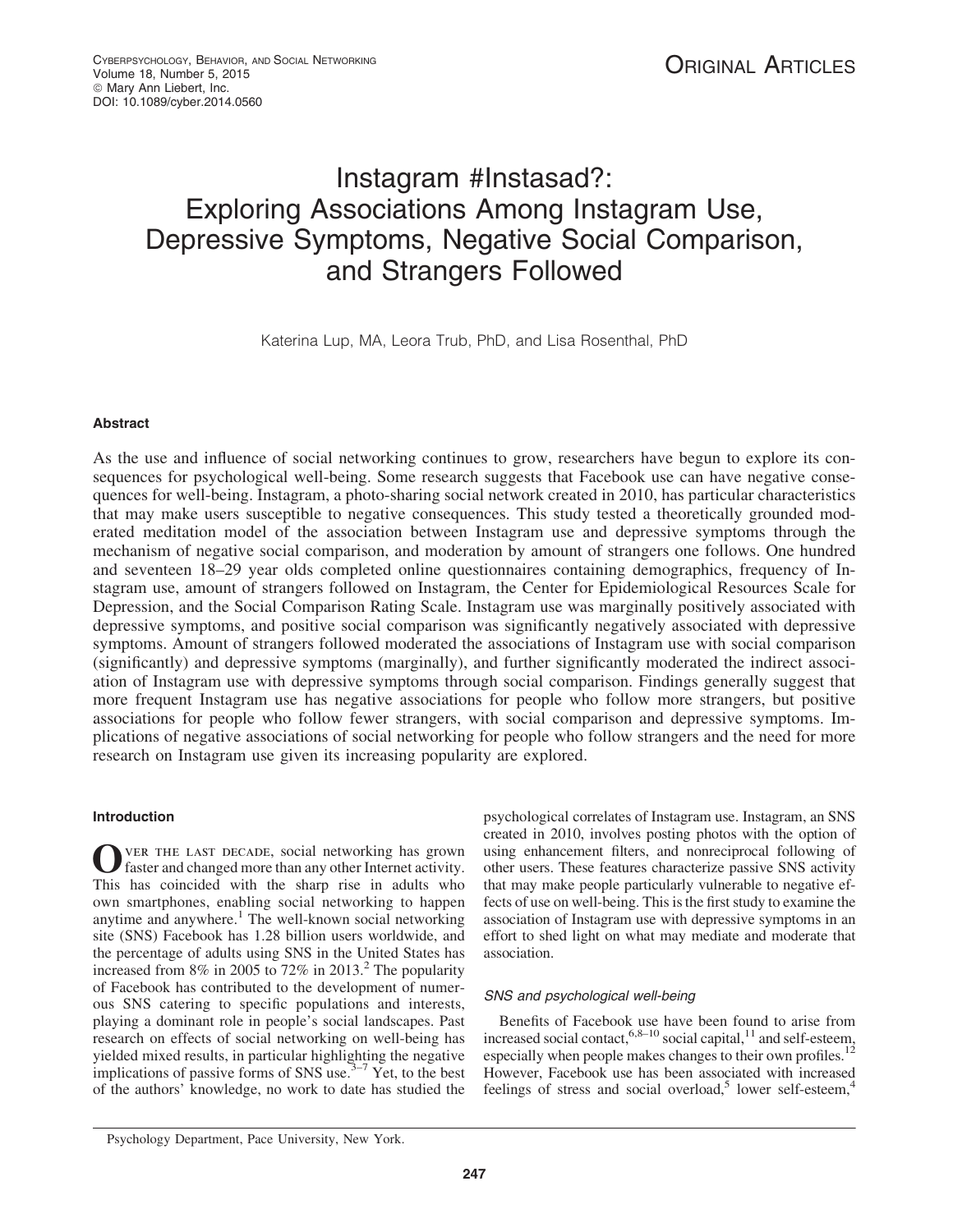# Instagram #Instasad?: Exploring Associations Among Instagram Use, Depressive Symptoms, Negative Social Comparison, and Strangers Followed

Katerina Lup, MA, Leora Trub, PhD, and Lisa Rosenthal, PhD

## Abstract

As the use and influence of social networking continues to grow, researchers have begun to explore its consequences for psychological well-being. Some research suggests that Facebook use can have negative consequences for well-being. Instagram, a photo-sharing social network created in 2010, has particular characteristics that may make users susceptible to negative consequences. This study tested a theoretically grounded moderated meditation model of the association between Instagram use and depressive symptoms through the mechanism of negative social comparison, and moderation by amount of strangers one follows. One hundred and seventeen 18–29 year olds completed online questionnaires containing demographics, frequency of Instagram use, amount of strangers followed on Instagram, the Center for Epidemiological Resources Scale for Depression, and the Social Comparison Rating Scale. Instagram use was marginally positively associated with depressive symptoms, and positive social comparison was significantly negatively associated with depressive symptoms. Amount of strangers followed moderated the associations of Instagram use with social comparison (significantly) and depressive symptoms (marginally), and further significantly moderated the indirect association of Instagram use with depressive symptoms through social comparison. Findings generally suggest that more frequent Instagram use has negative associations for people who follow more strangers, but positive associations for people who follow fewer strangers, with social comparison and depressive symptoms. Implications of negative associations of social networking for people who follow strangers and the need for more research on Instagram use given its increasing popularity are explored.

## Introduction

Over the last decade, social networking has grown faster and changed more than any other Internet activity. This has coincided with the sharp rise in adults who own smartphones, enabling social networking to happen anytime and anywhere.[1] The well-known social networking site (SNS) Facebook has 1.28 billion users worldwide, and the percentage of adults using SNS in the United States has increased from 8% in 2005 to 72% in 2013.[2] The popularity of Facebook has contributed to the development of numerous SNS catering to specific populations and interests, playing a dominant role in people's social landscapes. Past research on effects of social networking on well-being has yielded mixed results, in particular highlighting the negative implications of passive forms of SNS use.[3–7] Yet, to the best of the authors' knowledge, no work to date has studied the psychological correlates of Instagram use. Instagram, an SNS created in 2010, involves posting photos with the option of using enhancement filters, and nonreciprocal following of other users. These features characterize passive SNS activity that may make people particularly vulnerable to negative effects of use on well-being. This is the first study to examine the association of Instagram use with depressive symptoms in an effort to shed light on what may mediate and moderate that association.

### *SNS and psychological well-being*

Benefits of Facebook use have been found to arise from increased social contact,[6,8–10] social capital,[11] and self-esteem, especially when people makes changes to their own profiles.[12] However, Facebook use has been associated with increased feelings of stress and social overload,[5] lower self-esteem,[4]

Psychology Department, Pace University, New York.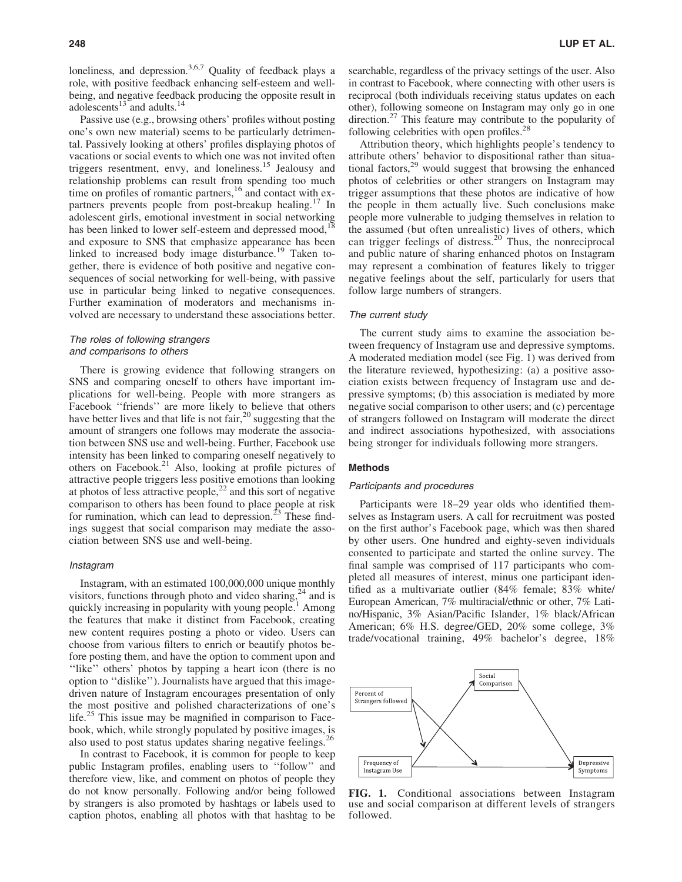loneliness, and depression.[3,6,7] Quality of feedback plays a role, with positive feedback enhancing self-esteem and well-being, and negative feedback producing the opposite result in adolescents[13] and adults.[14]

Passive use (e.g., browsing others' profiles without posting one's own new material) seems to be particularly detrimental. Passively looking at others' profiles displaying photos of vacations or social events to which one was not invited often triggers resentment, envy, and loneliness.[15] Jealousy and relationship problems can result from spending too much time on profiles of romantic partners,[16] and contact with ex-partners prevents people from post-breakup healing.[17] In adolescent girls, emotional investment in social networking has been linked to lower self-esteem and depressed mood,[18] and exposure to SNS that emphasize appearance has been linked to increased body image disturbance.[19] Taken together, there is evidence of both positive and negative consequences of social networking for well-being, with passive use in particular being linked to negative consequences. Further examination of moderators and mechanisms involved are necessary to understand these associations better.

### *The roles of following strangers and comparisons to others*

There is growing evidence that following strangers on SNS and comparing oneself to others have important implications for well-being. People with more strangers as Facebook ''friends'' are more likely to believe that others have better lives and that life is not fair,[20] suggesting that the amount of strangers one follows may moderate the association between SNS use and well-being. Further, Facebook use intensity has been linked to comparing oneself negatively to others on Facebook.[21] Also, looking at profile pictures of attractive people triggers less positive emotions than looking at photos of less attractive people,[22] and this sort of negative comparison to others has been found to place people at risk for rumination, which can lead to depression.[23] These findings suggest that social comparison may mediate the association between SNS use and well-being.

### *Instagram*

Instagram, with an estimated 100,000,000 unique monthly visitors, functions through photo and video sharing,[24] and is quickly increasing in popularity with young people.[1] Among the features that make it distinct from Facebook, creating new content requires posting a photo or video. Users can choose from various filters to enrich or beautify photos before posting them, and have the option to comment upon and ''like'' others' photos by tapping a heart icon (there is no option to ''dislike''). Journalists have argued that this image-driven nature of Instagram encourages presentation of only the most positive and polished characterizations of one's life.[25] This issue may be magnified in comparison to Facebook, which, while strongly populated by positive images, is also used to post status updates sharing negative feelings.[26]

In contrast to Facebook, it is common for people to keep public Instagram profiles, enabling users to ''follow'' and therefore view, like, and comment on photos of people they do not know personally. Following and/or being followed by strangers is also promoted by hashtags or labels used to caption photos, enabling all photos with that hashtag to be searchable, regardless of the privacy settings of the user. Also in contrast to Facebook, where connecting with other users is reciprocal (both individuals receiving status updates on each other), following someone on Instagram may only go in one direction.[27] This feature may contribute to the popularity of following celebrities with open profiles.[28]

Attribution theory, which highlights people's tendency to attribute others' behavior to dispositional rather than situational factors,[29] would suggest that browsing the enhanced photos of celebrities or other strangers on Instagram may trigger assumptions that these photos are indicative of how the people in them actually live. Such conclusions make people more vulnerable to judging themselves in relation to the assumed (but often unrealistic) lives of others, which can trigger feelings of distress.[20] Thus, the nonreciprocal and public nature of sharing enhanced photos on Instagram may represent a combination of features likely to trigger negative feelings about the self, particularly for users that follow large numbers of strangers.

### *The current study*

The current study aims to examine the association between frequency of Instagram use and depressive symptoms. A moderated mediation model (see Fig. 1) was derived from the literature reviewed, hypothesizing: (a) a positive association exists between frequency of Instagram use and depressive symptoms; (b) this association is mediated by more negative social comparison to other users; and (c) percentage of strangers followed on Instagram will moderate the direct and indirect associations hypothesized, with associations being stronger for individuals following more strangers.

## Methods

### *Participants and procedures*

Participants were 18–29 year olds who identified themselves as Instagram users. A call for recruitment was posted on the first author's Facebook page, which was then shared by other users. One hundred and eighty-seven individuals consented to participate and started the online survey. The final sample was comprised of 117 participants who completed all measures of interest, minus one participant identified as a multivariate outlier (84% female; 83% white/European American, 7% multiracial/ethnic or other, 7% Latino/Hispanic, 3% Asian/Pacific Islander, 1% black/African American; 6% H.S. degree/GED, 20% some college, 3% trade/vocational training, 49% bachelor's degree, 18%

**FIG. 1.** Conditional associations between Instagram use and social comparison at different levels of strangers followed.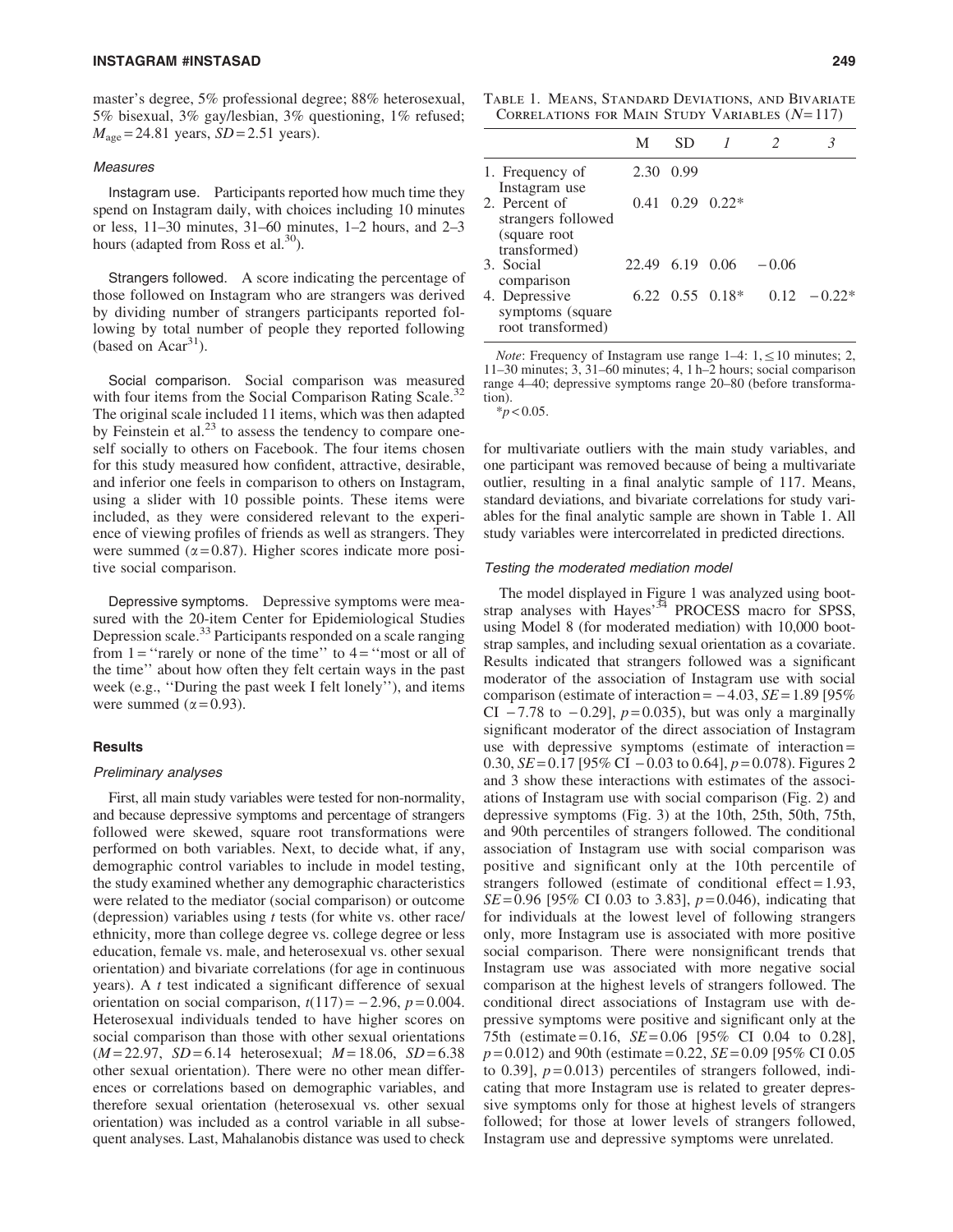master's degree, 5% professional degree; 88% heterosexual, 5% bisexual, 3% gay/lesbian, 3% questioning, 1% refused; $M_{age} = 24.81$ years, $SD = 2.51$ years).

#### *Measures*

Instagram use. Participants reported how much time they spend on Instagram daily, with choices including 10 minutes or less, 11–30 minutes, 31–60 minutes, 1–2 hours, and 2–3 hours (adapted from Ross et al.[30]).

Strangers followed. A score indicating the percentage of those followed on Instagram who are strangers was derived by dividing number of strangers participants reported following by total number of people they reported following (based on Acar[31]).

Social comparison. Social comparison was measured with four items from the Social Comparison Rating Scale.[32] The original scale included 11 items, which was then adapted by Feinstein et al.[23] to assess the tendency to compare oneself socially to others on Facebook. The four items chosen for this study measured how confident, attractive, desirable, and inferior one feels in comparison to others on Instagram, using a slider with 10 possible points. These items were included, as they were considered relevant to the experience of viewing profiles of friends as well as strangers. They were summed ($\alpha = 0.87$). Higher scores indicate more positive social comparison.

Depressive symptoms. Depressive symptoms were measured with the 20-item Center for Epidemiological Studies Depression scale.[33] Participants responded on a scale ranging from 1 = ''rarely or none of the time'' to 4 = ''most or all of the time'' about how often they felt certain ways in the past week (e.g., ''During the past week I felt lonely''), and items were summed ($\alpha = 0.93$).

### Results

#### *Preliminary analyses*

First, all main study variables were tested for non-normality, and because depressive symptoms and percentage of strangers followed were skewed, square root transformations were performed on both variables. Next, to decide what, if any, demographic control variables to include in model testing, the study examined whether any demographic characteristics were related to the mediator (social comparison) or outcome (depression) variables using *t* tests (for white vs. other race/ethnicity, more than college degree vs. college degree or less education, female vs. male, and heterosexual vs. other sexual orientation) and bivariate correlations (for age in continuous years). A *t* test indicated a significant difference of sexual orientation on social comparison, $t(117) = -2.96$, $p = 0.004$. Heterosexual individuals tended to have higher scores on social comparison than those with other sexual orientations ($M = 22.97$, $SD = 6.14$ heterosexual; $M = 18.06$, $SD = 6.38$ other sexual orientation). There were no other mean differences or correlations based on demographic variables, and therefore sexual orientation (heterosexual vs. other sexual orientation) was included as a control variable in all subsequent analyses. Last, Mahalanobis distance was used to check for multivariate outliers with the main study variables, and one participant was removed because of being a multivariate outlier, resulting in a final analytic sample of 117. Means, standard deviations, and bivariate correlations for study variables for the final analytic sample are shown in Table 1. All study variables were intercorrelated in predicted directions.

Table 1. Means, Standard Deviations, and Bivariate Correlations for Main Study Variables ($N = 117$)

| | M | SD | *1* | *2* | *3* |
|---|---|---|---|---|---|
| 1. Frequency of Instagram use | 2.30 | 0.99 | | | |
| 2. Percent of strangers followed (square root transformed) | 0.41 | 0.29 | 0.22* | | |
| 3. Social comparison | 22.49 | 6.19 | 0.06 | −0.06 | |
| 4. Depressive symptoms (square root transformed) | 6.22 | 0.55 | 0.18* | 0.12 | −0.22* |

*Note*: Frequency of Instagram use range 1–4: 1, ≤10 minutes; 2, 11–30 minutes; 3, 31–60 minutes; 4, 1 h–2 hours; social comparison range 4–40; depressive symptoms range 20–80 (before transformation).

*$p < 0.05$.

#### *Testing the moderated mediation model*

The model displayed in Figure 1 was analyzed using bootstrap analyses with Hayes'[34] PROCESS macro for SPSS, using Model 8 (for moderated mediation) with 10,000 bootstrap samples, and including sexual orientation as a covariate. Results indicated that strangers followed was a significant moderator of the association of Instagram use with social comparison (estimate of interaction = −4.03, $SE = 1.89$ [95% CI −7.78 to −0.29], $p = 0.035$), but was only a marginally significant moderator of the direct association of Instagram use with depressive symptoms (estimate of interaction = 0.30, $SE = 0.17$ [95% CI −0.03 to 0.64], $p = 0.078$). Figures 2 and 3 show these interactions with estimates of the associations of Instagram use with social comparison (Fig. 2) and depressive symptoms (Fig. 3) at the 10th, 25th, 50th, 75th, and 90th percentiles of strangers followed. The conditional association of Instagram use with social comparison was positive and significant only at the 10th percentile of strangers followed (estimate of conditional effect = 1.93, $SE = 0.96$ [95% CI 0.03 to 3.83], $p = 0.046$), indicating that for individuals at the lowest level of following strangers only, more Instagram use is associated with more positive social comparison. There were nonsignificant trends that Instagram use was associated with more negative social comparison at the highest levels of strangers followed. The conditional direct associations of Instagram use with depressive symptoms were positive and significant only at the 75th (estimate = 0.16, $SE = 0.06$ [95% CI 0.04 to 0.28], $p = 0.012$) and 90th (estimate = 0.22, $SE = 0.09$ [95% CI 0.05 to 0.39], $p = 0.013$) percentiles of strangers followed, indicating that more Instagram use is related to greater depressive symptoms only for those at highest levels of strangers followed; for those at lower levels of strangers followed, Instagram use and depressive symptoms were unrelated.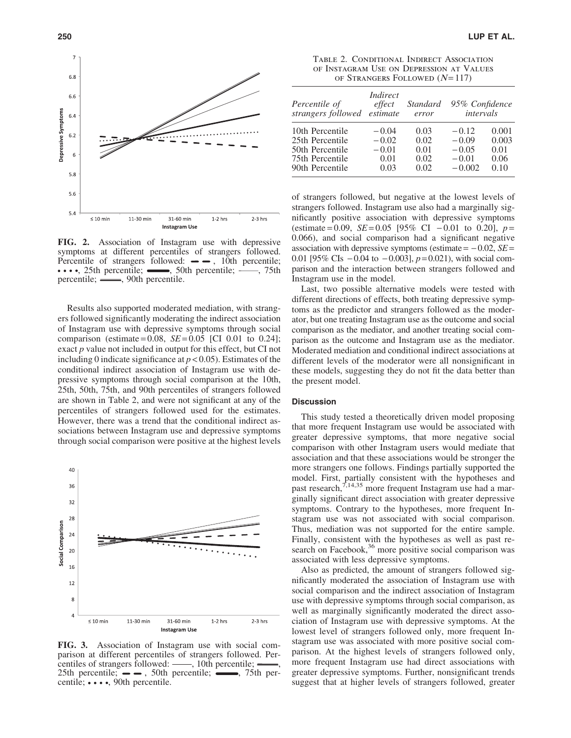**FIG. 2.** Association of Instagram use with depressive symptoms at different percentiles of strangers followed. Percentile of strangers followed: ▬ ▬ , 10th percentile; • • • •, 25th percentile; ▬▬, 50th percentile; ——, 75th percentile; ═══, 90th percentile.

Results also supported moderated mediation, with strangers followed significantly moderating the indirect association of Instagram use with depressive symptoms through social comparison (estimate = 0.08, $SE = 0.05$ [CI 0.01 to 0.24]; exact $p$ value not included in output for this effect, but CI not including 0 indicate significance at $p < 0.05$). Estimates of the conditional indirect association of Instagram use with depressive symptoms through social comparison at the 10th, 25th, 50th, 75th, and 90th percentiles of strangers followed are shown in Table 2, and were not significant at any of the percentiles of strangers followed used for the estimates. However, there was a trend that the conditional indirect associations between Instagram use and depressive symptoms through social comparison were positive at the highest levels of strangers followed, but negative at the lowest levels of strangers followed. Instagram use also had a marginally significantly positive association with depressive symptoms (estimate = 0.09, $SE = 0.05$ [95% CI −0.01 to 0.20], $p = 0.066$), and social comparison had a significant negative association with depressive symptoms (estimate = −0.02, $SE = 0.01$ [95% CIs −0.04 to −0.003], $p = 0.021$), with social comparison and the interaction between strangers followed and Instagram use in the model.

**FIG. 3.** Association of Instagram use with social comparison at different percentiles of strangers followed. Percentiles of strangers followed: ——, 10th percentile; ═══, 25th percentile; ▬ ▬ , 50th percentile; ▬▬, 75th percentile; • • • •, 90th percentile.

Table 2. Conditional Indirect Association of Instagram Use on Depression at Values of Strangers Followed ($N = 117$)

| *Percentile of strangers followed* | *Indirect effect estimate* | *Standard error* | *95% Confidence intervals* | |
|---|---|---|---|---|
| 10th Percentile | −0.04 | 0.03 | −0.12 | 0.001 |
| 25th Percentile | −0.02 | 0.02 | −0.09 | 0.003 |
| 50th Percentile | −0.01 | 0.01 | −0.05 | 0.01 |
| 75th Percentile | 0.01 | 0.02 | −0.01 | 0.06 |
| 90th Percentile | 0.03 | 0.02 | −0.002 | 0.10 |

Last, two possible alternative models were tested with different directions of effects, both treating depressive symptoms as the predictor and strangers followed as the moderator, but one treating Instagram use as the outcome and social comparison as the mediator, and another treating social comparison as the outcome and Instagram use as the mediator. Moderated mediation and conditional indirect associations at different levels of the moderator were all nonsignificant in these models, suggesting they do not fit the data better than the present model.

### Discussion

This study tested a theoretically driven model proposing that more frequent Instagram use would be associated with greater depressive symptoms, that more negative social comparison with other Instagram users would mediate that association and that these associations would be stronger the more strangers one follows. Findings partially supported the model. First, partially consistent with the hypotheses and past research,[7,14,35] more frequent Instagram use had a marginally significant direct association with greater depressive symptoms. Contrary to the hypotheses, more frequent Instagram use was not associated with social comparison. Thus, mediation was not supported for the entire sample. Finally, consistent with the hypotheses as well as past research on Facebook,[36] more positive social comparison was associated with less depressive symptoms.

Also as predicted, the amount of strangers followed significantly moderated the association of Instagram use with social comparison and the indirect association of Instagram use with depressive symptoms through social comparison, as well as marginally significantly moderated the direct association of Instagram use with depressive symptoms. At the lowest level of strangers followed only, more frequent Instagram use was associated with more positive social comparison. At the highest levels of strangers followed only, more frequent Instagram use had direct associations with greater depressive symptoms. Further, nonsignificant trends suggest that at higher levels of strangers followed, greater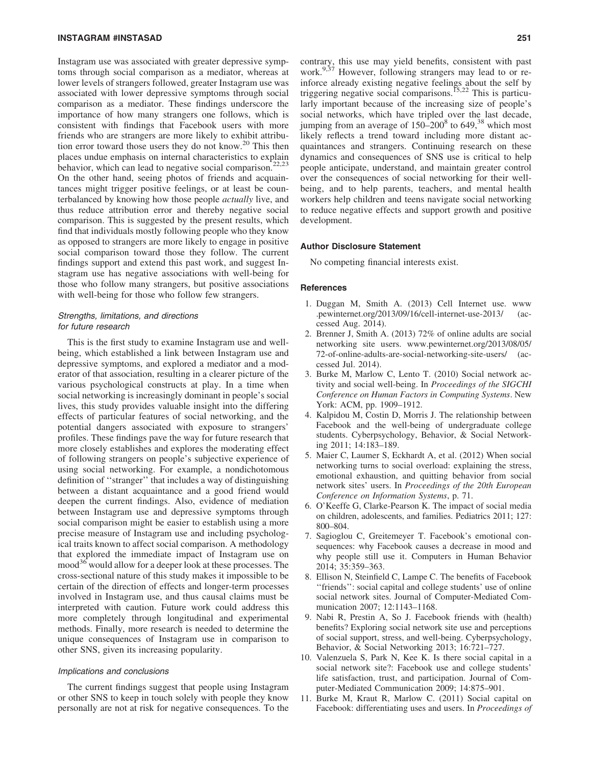Instagram use was associated with greater depressive symptoms through social comparison as a mediator, whereas at lower levels of strangers followed, greater Instagram use was associated with lower depressive symptoms through social comparison as a mediator. These findings underscore the importance of how many strangers one follows, which is consistent with findings that Facebook users with more friends who are strangers are more likely to exhibit attribution error toward those users they do not know.[20] This then places undue emphasis on internal characteristics to explain behavior, which can lead to negative social comparison.[22,23] On the other hand, seeing photos of friends and acquaintances might trigger positive feelings, or at least be counterbalanced by knowing how those people *actually* live, and thus reduce attribution error and thereby negative social comparison. This is suggested by the present results, which find that individuals mostly following people who they know as opposed to strangers are more likely to engage in positive social comparison toward those they follow. The current findings support and extend this past work, and suggest Instagram use has negative associations with well-being for those who follow many strangers, but positive associations with well-being for those who follow few strangers.

### *Strengths, limitations, and directions for future research*

This is the first study to examine Instagram use and well-being, which established a link between Instagram use and depressive symptoms, and explored a mediator and a moderator of that association, resulting in a clearer picture of the various psychological constructs at play. In a time when social networking is increasingly dominant in people's social lives, this study provides valuable insight into the differing effects of particular features of social networking, and the potential dangers associated with exposure to strangers' profiles. These findings pave the way for future research that more closely establishes and explores the moderating effect of following strangers on people's subjective experience of using social networking. For example, a nondichotomous definition of ''stranger'' that includes a way of distinguishing between a distant acquaintance and a good friend would deepen the current findings. Also, evidence of mediation between Instagram use and depressive symptoms through social comparison might be easier to establish using a more precise measure of Instagram use and including psychological traits known to affect social comparison. A methodology that explored the immediate impact of Instagram use on mood[36] would allow for a deeper look at these processes. The cross-sectional nature of this study makes it impossible to be certain of the direction of effects and longer-term processes involved in Instagram use, and thus causal claims must be interpreted with caution. Future work could address this more completely through longitudinal and experimental methods. Finally, more research is needed to determine the unique consequences of Instagram use in comparison to other SNS, given its increasing popularity.

### *Implications and conclusions*

The current findings suggest that people using Instagram or other SNS to keep in touch solely with people they know personally are not at risk for negative consequences. To the contrary, this use may yield benefits, consistent with past work.[9,37] However, following strangers may lead to or reinforce already existing negative feelings about the self by triggering negative social comparisons.[15,22] This is particularly important because of the increasing size of people's social networks, which have tripled over the last decade, jumping from an average of 150–200[8] to 649,[38] which most likely reflects a trend toward including more distant acquaintances and strangers. Continuing research on these dynamics and consequences of SNS use is critical to help people anticipate, understand, and maintain greater control over the consequences of social networking for their well-being, and to help parents, teachers, and mental health workers help children and teens navigate social networking to reduce negative effects and support growth and positive development.

## Author Disclosure Statement

No competing financial interests exist.

## References

1. Duggan M, Smith A. (2013) Cell Internet use. www.pewinternet.org/2013/09/16/cell-internet-use-2013/ (accessed Aug. 2014).
2. Brenner J, Smith A. (2013) 72% of online adults are social networking site users. www.pewinternet.org/2013/08/05/72-of-online-adults-are-social-networking-site-users/ (accessed Jul. 2014).
3. Burke M, Marlow C, Lento T. (2010) Social network activity and social well-being. In *Proceedings of the SIGCHI Conference on Human Factors in Computing Systems*. New York: ACM, pp. 1909–1912.
4. Kalpidou M, Costin D, Morris J. The relationship between Facebook and the well-being of undergraduate college students. Cyberpsychology, Behavior, & Social Networking 2011; 14:183–189.
5. Maier C, Laumer S, Eckhardt A, et al. (2012) When social networking turns to social overload: explaining the stress, emotional exhaustion, and quitting behavior from social network sites' users. In *Proceedings of the 20th European Conference on Information Systems*, p. 71.
6. O'Keeffe G, Clarke-Pearson K. The impact of social media on children, adolescents, and families. Pediatrics 2011; 127: 800–804.
7. Sagioglou C, Greitemeyer T. Facebook's emotional consequences: why Facebook causes a decrease in mood and why people still use it. Computers in Human Behavior 2014; 35:359–363.
8. Ellison N, Steinfield C, Lampe C. The benefits of Facebook ''friends'': social capital and college students' use of online social network sites. Journal of Computer-Mediated Communication 2007; 12:1143–1168.
9. Nabi R, Prestin A, So J. Facebook friends with (health) benefits? Exploring social network site use and perceptions of social support, stress, and well-being. Cyberpsychology, Behavior, & Social Networking 2013; 16:721–727.
10. Valenzuela S, Park N, Kee K. Is there social capital in a social network site?: Facebook use and college students' life satisfaction, trust, and participation. Journal of Computer-Mediated Communication 2009; 14:875–901.
11. Burke M, Kraut R, Marlow C. (2011) Social capital on Facebook: differentiating uses and users. In *Proceedings of*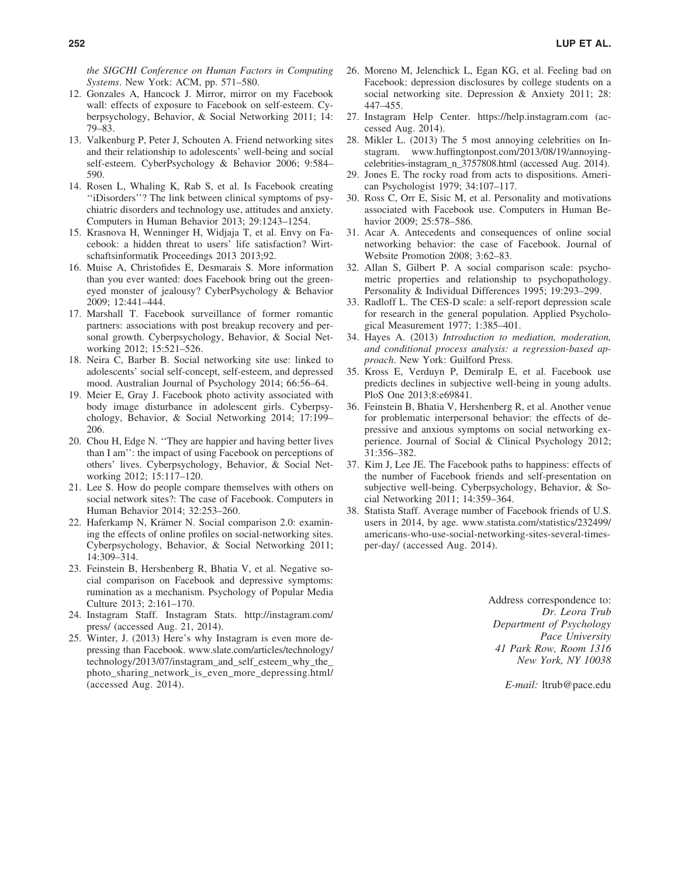*the SIGCHI Conference on Human Factors in Computing Systems*. New York: ACM, pp. 571–580.

12. Gonzales A, Hancock J. Mirror, mirror on my Facebook wall: effects of exposure to Facebook on self-esteem. Cyberpsychology, Behavior, & Social Networking 2011; 14: 79–83.
13. Valkenburg P, Peter J, Schouten A. Friend networking sites and their relationship to adolescents' well-being and social self-esteem. CyberPsychology & Behavior 2006; 9:584–590.
14. Rosen L, Whaling K, Rab S, et al. Is Facebook creating ''iDisorders''? The link between clinical symptoms of psychiatric disorders and technology use, attitudes and anxiety. Computers in Human Behavior 2013; 29:1243–1254.
15. Krasnova H, Wenninger H, Widjaja T, et al. Envy on Facebook: a hidden threat to users' life satisfaction? Wirtschaftsinformatik Proceedings 2013 2013;92.
16. Muise A, Christofides E, Desmarais S. More information than you ever wanted: does Facebook bring out the green-eyed monster of jealousy? CyberPsychology & Behavior 2009; 12:441–444.
17. Marshall T. Facebook surveillance of former romantic partners: associations with post breakup recovery and personal growth. Cyberpsychology, Behavior, & Social Networking 2012; 15:521–526.
18. Neira C, Barber B. Social networking site use: linked to adolescents' social self-concept, self-esteem, and depressed mood. Australian Journal of Psychology 2014; 66:56–64.
19. Meier E, Gray J. Facebook photo activity associated with body image disturbance in adolescent girls. Cyberpsychology, Behavior, & Social Networking 2014; 17:199–206.
20. Chou H, Edge N. ''They are happier and having better lives than I am'': the impact of using Facebook on perceptions of others' lives. Cyberpsychology, Behavior, & Social Networking 2012; 15:117–120.
21. Lee S. How do people compare themselves with others on social network sites?: The case of Facebook. Computers in Human Behavior 2014; 32:253–260.
22. Haferkamp N, Krämer N. Social comparison 2.0: examining the effects of online profiles on social-networking sites. Cyberpsychology, Behavior, & Social Networking 2011; 14:309–314.
23. Feinstein B, Hershenberg R, Bhatia V, et al. Negative social comparison on Facebook and depressive symptoms: rumination as a mechanism. Psychology of Popular Media Culture 2013; 2:161–170.
24. Instagram Staff. Instagram Stats. http://instagram.com/press/ (accessed Aug. 21, 2014).
25. Winter, J. (2013) Here's why Instagram is even more depressing than Facebook. www.slate.com/articles/technology/technology/2013/07/instagram_and_self_esteem_why_the_photo_sharing_network_is_even_more_depressing.html/ (accessed Aug. 2014).
26. Moreno M, Jelenchick L, Egan KG, et al. Feeling bad on Facebook: depression disclosures by college students on a social networking site. Depression & Anxiety 2011; 28: 447–455.
27. Instagram Help Center. https://help.instagram.com (accessed Aug. 2014).
28. Mikler L. (2013) The 5 most annoying celebrities on Instagram. www.huffingtonpost.com/2013/08/19/annoying-celebrities-instagram_n_3757808.html (accessed Aug. 2014).
29. Jones E. The rocky road from acts to dispositions. American Psychologist 1979; 34:107–117.
30. Ross C, Orr E, Sisic M, et al. Personality and motivations associated with Facebook use. Computers in Human Behavior 2009; 25:578–586.
31. Acar A. Antecedents and consequences of online social networking behavior: the case of Facebook. Journal of Website Promotion 2008; 3:62–83.
32. Allan S, Gilbert P. A social comparison scale: psychometric properties and relationship to psychopathology. Personality & Individual Differences 1995; 19:293–299.
33. Radloff L. The CES-D scale: a self-report depression scale for research in the general population. Applied Psychological Measurement 1977; 1:385–401.
34. Hayes A. (2013) *Introduction to mediation, moderation, and conditional process analysis: a regression-based approach*. New York: Guilford Press.
35. Kross E, Verduyn P, Demiralp E, et al. Facebook use predicts declines in subjective well-being in young adults. PloS One 2013;8:e69841.
36. Feinstein B, Bhatia V, Hershenberg R, et al. Another venue for problematic interpersonal behavior: the effects of depressive and anxious symptoms on social networking experience. Journal of Social & Clinical Psychology 2012; 31:356–382.
37. Kim J, Lee JE. The Facebook paths to happiness: effects of the number of Facebook friends and self-presentation on subjective well-being. Cyberpsychology, Behavior, & Social Networking 2011; 14:359–364.
38. Statista Staff. Average number of Facebook friends of U.S. users in 2014, by age. www.statista.com/statistics/232499/americans-who-use-social-networking-sites-several-times-per-day/ (accessed Aug. 2014).

Address correspondence to:
*Dr. Leora Trub*
*Department of Psychology*
*Pace University*
*41 Park Row, Room 1316*
*New York, NY 10038*

*E-mail:* ltrub@pace.edu